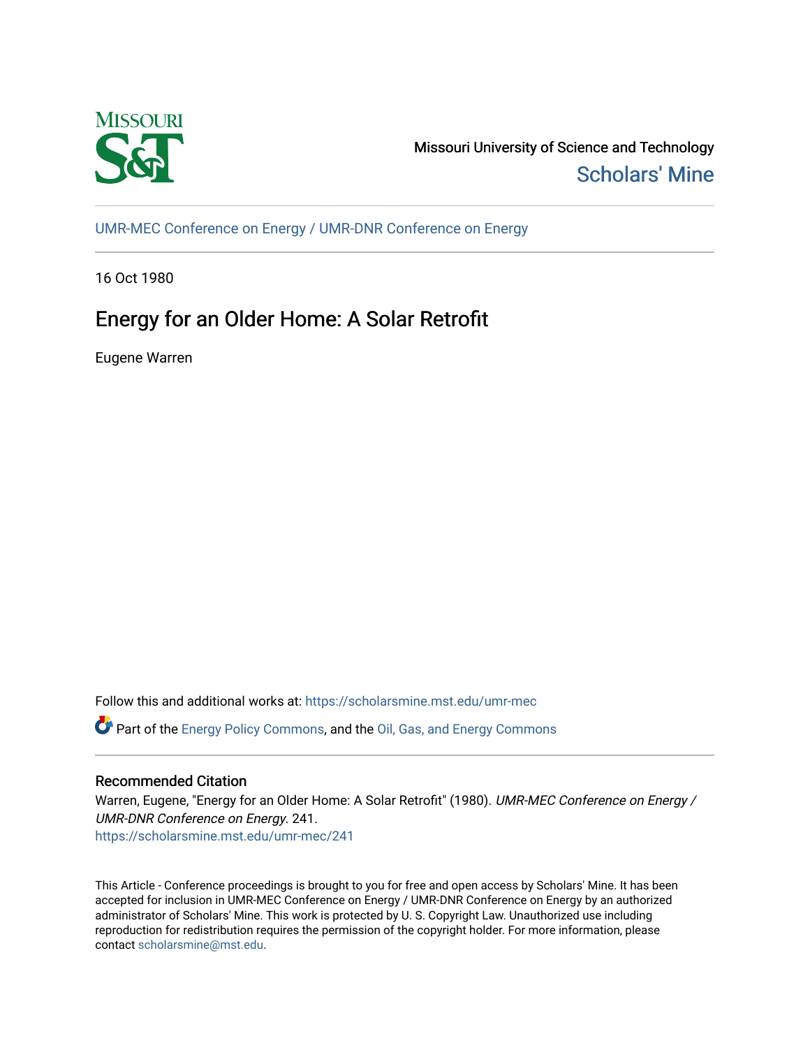Missouri University of Science and Technology

Scholars' Mine

UMR-MEC Conference on Energy / UMR-DNR Conference on Energy

16 Oct 1980

# Energy for an Older Home: A Solar Retrofit

Eugene Warren

Follow this and additional works at: https://scholarsmine.mst.edu/umr-mec

Part of the Energy Policy Commons, and the Oil, Gas, and Energy Commons

## Recommended Citation

Warren, Eugene, "Energy for an Older Home: A Solar Retrofit" (1980). *UMR-MEC Conference on Energy / UMR-DNR Conference on Energy*. 241.
https://scholarsmine.mst.edu/umr-mec/241

This Article - Conference proceedings is brought to you for free and open access by Scholars' Mine. It has been accepted for inclusion in UMR-MEC Conference on Energy / UMR-DNR Conference on Energy by an authorized administrator of Scholars' Mine. This work is protected by U. S. Copyright Law. Unauthorized use including reproduction for redistribution requires the permission of the copyright holder. For more information, please contact scholarsmine@mst.edu.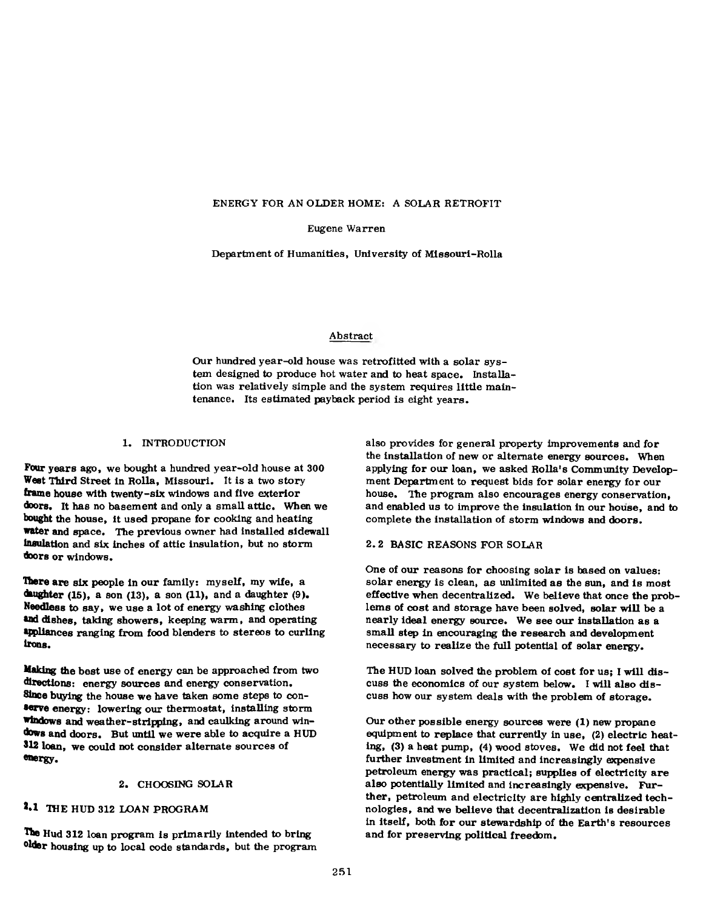# ENERGY FOR AN OLDER HOME: A SOLAR RETROFIT

Eugene Warren

Department of Humanities, University of Missouri-Rolla

## Abstract

Our hundred year-old house was retrofitted with a solar system designed to produce hot water and to heat space. Installation was relatively simple and the system requires little maintenance. Its estimated payback period is eight years.

## 1. INTRODUCTION

Four years ago, we bought a hundred year-old house at 300 West Third Street in Rolla, Missouri. It is a two story frame house with twenty-six windows and five exterior doors. It has no basement and only a small attic. When we bought the house, it used propane for cooking and heating water and space. The previous owner had installed sidewall insulation and six inches of attic insulation, but no storm doors or windows.

There are six people in our family: myself, my wife, a daughter (15), a son (13), a son (11), and a daughter (9). Needless to say, we use a lot of energy washing clothes and dishes, taking showers, keeping warm, and operating appliances ranging from food blenders to stereos to curling irons.

Making the best use of energy can be approached from two directions: energy sources and energy conservation. Since buying the house we have taken some steps to conserve energy: lowering our thermostat, installing storm windows and weather-stripping, and caulking around windows and doors. But until we were able to acquire a HUD 312 loan, we could not consider alternate sources of energy.

## 2. CHOOSING SOLAR

### 2.1 THE HUD 312 LOAN PROGRAM

The Hud 312 loan program is primarily intended to bring older housing up to local code standards, but the program also provides for general property improvements and for the installation of new or alternate energy sources. When applying for our loan, we asked Rolla's Community Development Department to request bids for solar energy for our house. The program also encourages energy conservation, and enabled us to improve the insulation in our house, and to complete the installation of storm windows and doors.

### 2.2 BASIC REASONS FOR SOLAR

One of our reasons for choosing solar is based on values: solar energy is clean, as unlimited as the sun, and is most effective when decentralized. We believe that once the problems of cost and storage have been solved, solar will be a nearly ideal energy source. We see our installation as a small step in encouraging the research and development necessary to realize the full potential of solar energy.

The HUD loan solved the problem of cost for us; I will discuss the economics of our system below. I will also discuss how our system deals with the problem of storage.

Our other possible energy sources were (1) new propane equipment to replace that currently in use, (2) electric heating, (3) a heat pump, (4) wood stoves. We did not feel that further investment in limited and increasingly expensive petroleum energy was practical; supplies of electricity are also potentially limited and increasingly expensive. Further, petroleum and electricity are highly centralized technologies, and we believe that decentralization is desirable in itself, both for our stewardship of the Earth's resources and for preserving political freedom.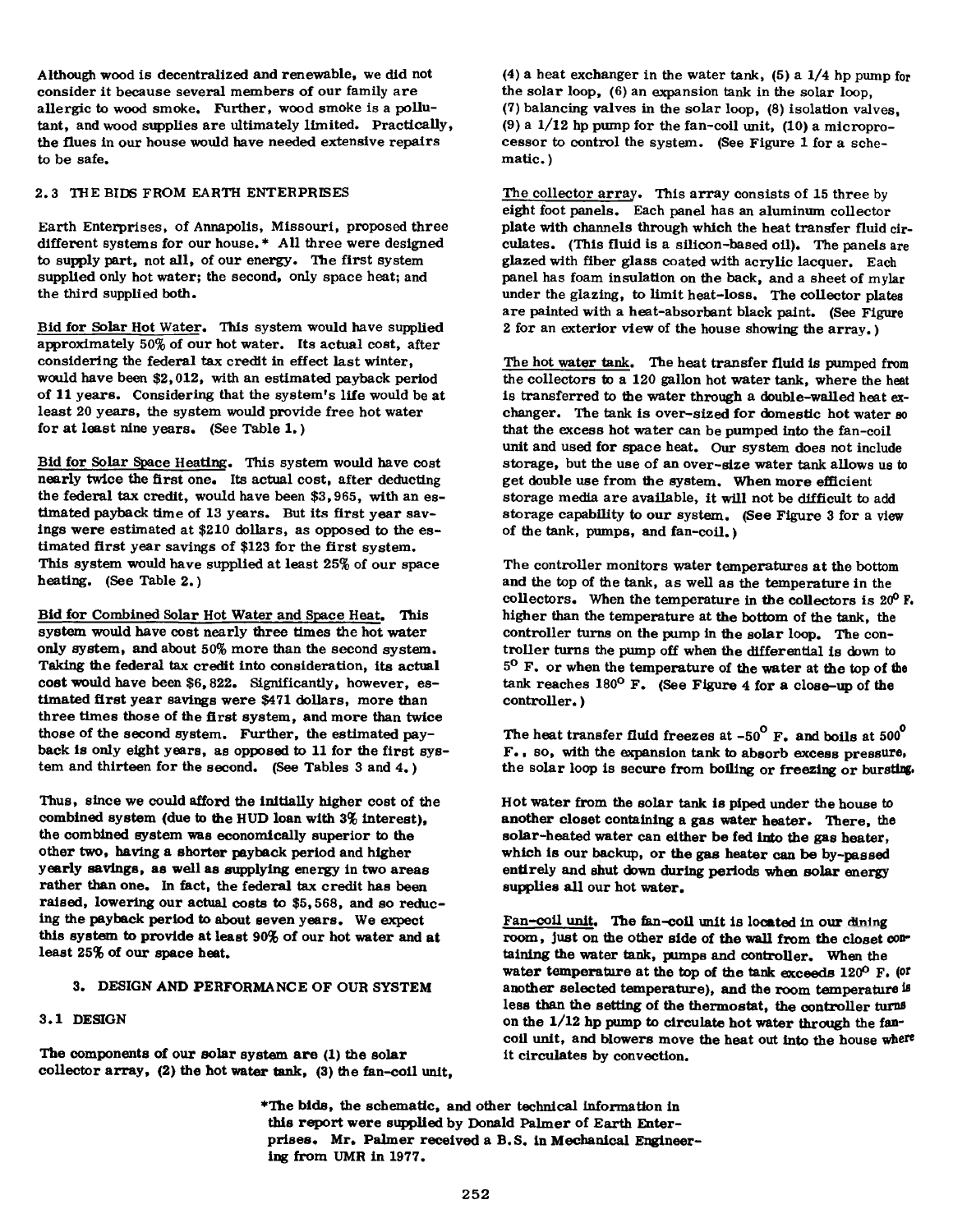Although wood is decentralized and renewable, we did not consider it because several members of our family are allergic to wood smoke. Further, wood smoke is a pollutant, and wood supplies are ultimately limited. Practically, the flues in our house would have needed extensive repairs to be safe.

## 2.3 THE BIDS FROM EARTH ENTERPRISES

Earth Enterprises, of Annapolis, Missouri, proposed three different systems for our house.* All three were designed to supply part, not all, of our energy. The first system supplied only hot water; the second, only space heat; and the third supplied both.

Bid for Solar Hot Water. This system would have supplied approximately 50% of our hot water. Its actual cost, after considering the federal tax credit in effect last winter, would have been $2,012, with an estimated payback period of 11 years. Considering that the system's life would be at least 20 years, the system would provide free hot water for at least nine years. (See Table 1.)

Bid for Solar Space Heating. This system would have cost nearly twice the first one. Its actual cost, after deducting the federal tax credit, would have been $3,965, with an estimated payback time of 13 years. But its first year savings were estimated at $210 dollars, as opposed to the estimated first year savings of $123 for the first system. This system would have supplied at least 25% of our space heating. (See Table 2.)

Bid for Combined Solar Hot Water and Space Heat. This system would have cost nearly three times the hot water only system, and about 50% more than the second system. Taking the federal tax credit into consideration, its actual cost would have been $6,822. Significantly, however, estimated first year savings were $471 dollars, more than three times those of the first system, and more than twice those of the second system. Further, the estimated payback is only eight years, as opposed to 11 for the first system and thirteen for the second. (See Tables 3 and 4.)

Thus, since we could afford the initially higher cost of the combined system (due to the HUD loan with 3% interest), the combined system was economically superior to the other two, having a shorter payback period and higher yearly savings, as well as supplying energy in two areas rather than one. In fact, the federal tax credit has been raised, lowering our actual costs to $5,568, and so reducing the payback period to about seven years. We expect this system to provide at least 90% of our hot water and at least 25% of our space heat.

# 3. DESIGN AND PERFORMANCE OF OUR SYSTEM

## 3.1 DESIGN

The components of our solar system are (1) the solar collector array, (2) the hot water tank, (3) the fan-coil unit, (4) a heat exchanger in the water tank, (5) a 1/4 hp pump for the solar loop, (6) an expansion tank in the solar loop, (7) balancing valves in the solar loop, (8) isolation valves, (9) a 1/12 hp pump for the fan-coil unit, (10) a microprocessor to control the system. (See Figure 1 for a schematic.)

The collector array. This array consists of 15 three by eight foot panels. Each panel has an aluminum collector plate with channels through which the heat transfer fluid circulates. (This fluid is a silicon-based oil). The panels are glazed with fiber glass coated with acrylic lacquer. Each panel has foam insulation on the back, and a sheet of mylar under the glazing, to limit heat-loss. The collector plates are painted with a heat-absorbant black paint. (See Figure 2 for an exterior view of the house showing the array.)

The hot water tank. The heat transfer fluid is pumped from the collectors to a 120 gallon hot water tank, where the heat is transferred to the water through a double-walled heat exchanger. The tank is over-sized for domestic hot water so that the excess hot water can be pumped into the fan-coil unit and used for space heat. Our system does not include storage, but the use of an over-size water tank allows us to get double use from the system. When more efficient storage media are available, it will not be difficult to add storage capability to our system. (See Figure 3 for a view of the tank, pumps, and fan-coil.)

The controller monitors water temperatures at the bottom and the top of the tank, as well as the temperature in the collectors. When the temperature in the collectors is 20° F. higher than the temperature at the bottom of the tank, the controller turns on the pump in the solar loop. The controller turns the pump off when the differential is down to 5° F. or when the temperature of the water at the top of the tank reaches 180° F. (See Figure 4 for a close-up of the controller.)

The heat transfer fluid freezes at -50° F. and boils at 500° F., so, with the expansion tank to absorb excess pressure, the solar loop is secure from boiling or freezing or bursting.

Hot water from the solar tank is piped under the house to another closet containing a gas water heater. There, the solar-heated water can either be fed into the gas heater, which is our backup, or the gas heater can be by-passed entirely and shut down during periods when solar energy supplies all our hot water.

Fan-coil unit. The fan-coil unit is located in our dining room, just on the other side of the wall from the closet containing the water tank, pumps and controller. When the water temperature at the top of the tank exceeds 120° F. (or another selected temperature), and the room temperature is less than the setting of the thermostat, the controller turns on the 1/12 hp pump to circulate hot water through the fan-coil unit, and blowers move the heat out into the house where it circulates by convection.

*The bids, the schematic, and other technical information in this report were supplied by Donald Palmer of Earth Enterprises. Mr. Palmer received a B.S. in Mechanical Engineering from UMR in 1977.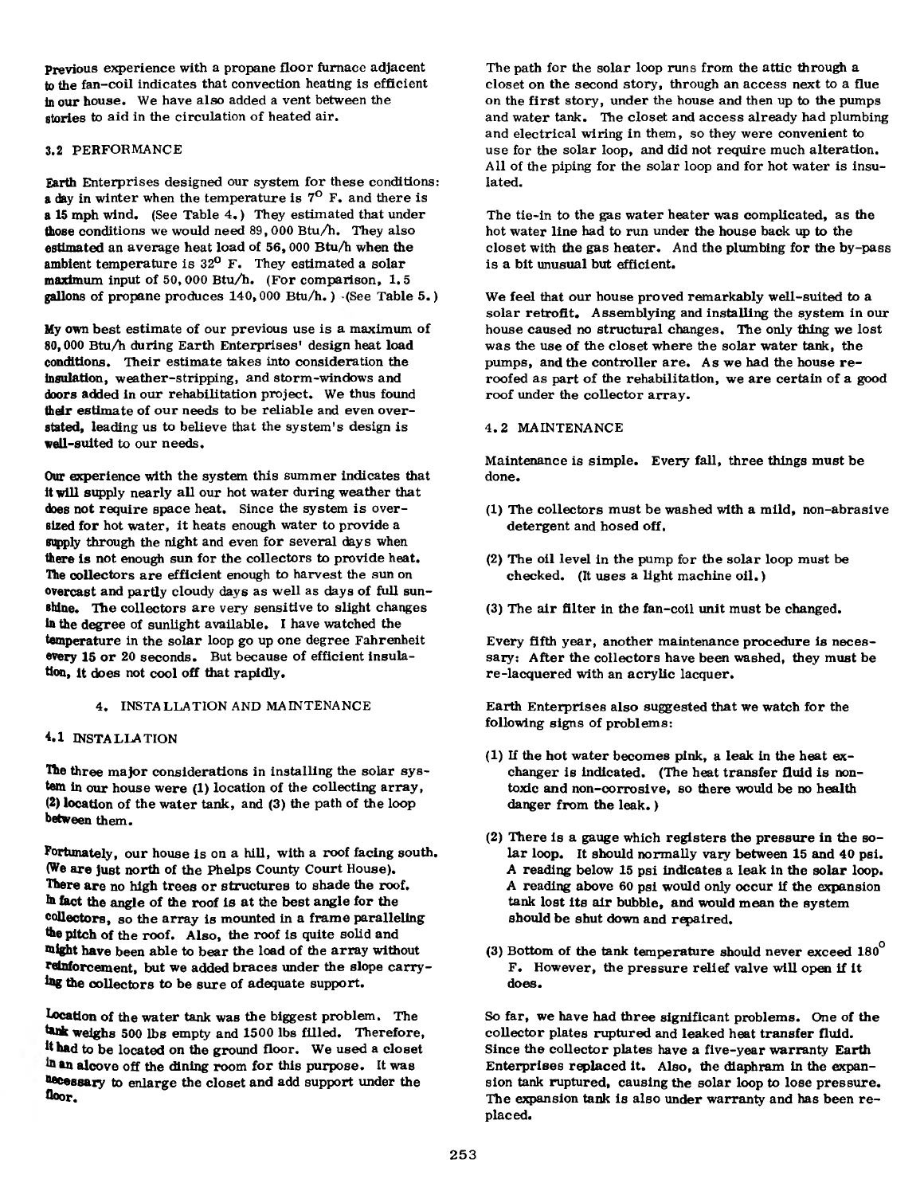Previous experience with a propane floor furnace adjacent to the fan-coil indicates that convection heating is efficient in our house. We have also added a vent between the stories to aid in the circulation of heated air.

### 3.2 PERFORMANCE

Earth Enterprises designed our system for these conditions: a day in winter when the temperature is 7° F. and there is a 15 mph wind. (See Table 4.) They estimated that under those conditions we would need 89,000 Btu/h. They also estimated an average heat load of 56,000 Btu/h when the ambient temperature is 32° F. They estimated a solar maximum input of 50,000 Btu/h. (For comparison, 1.5 gallons of propane produces 140,000 Btu/h.) (See Table 5.)

My own best estimate of our previous use is a maximum of 80,000 Btu/h during Earth Enterprises' design heat load conditions. Their estimate takes into consideration the insulation, weather-stripping, and storm-windows and doors added in our rehabilitation project. We thus found their estimate of our needs to be reliable and even overstated, leading us to believe that the system's design is well-suited to our needs.

Our experience with the system this summer indicates that it will supply nearly all our hot water during weather that does not require space heat. Since the system is oversized for hot water, it heats enough water to provide a supply through the night and even for several days when there is not enough sun for the collectors to provide heat. The collectors are efficient enough to harvest the sun on overcast and partly cloudy days as well as days of full sunshine. The collectors are very sensitive to slight changes in the degree of sunlight available. I have watched the temperature in the solar loop go up one degree Fahrenheit every 15 or 20 seconds. But because of efficient insulation, it does not cool off that rapidly.

## 4. INSTALLATION AND MAINTENANCE

### 4.1 INSTALLATION

The three major considerations in installing the solar system in our house were (1) location of the collecting array, (2) location of the water tank, and (3) the path of the loop between them.

Fortunately, our house is on a hill, with a roof facing south. (We are just north of the Phelps County Court House). There are no high trees or structures to shade the roof. In fact the angle of the roof is at the best angle for the collectors, so the array is mounted in a frame paralleling the pitch of the roof. Also, the roof is quite solid and might have been able to bear the load of the array without reinforcement, but we added braces under the slope carrying the collectors to be sure of adequate support.

Location of the water tank was the biggest problem. The tank weighs 500 lbs empty and 1500 lbs filled. Therefore, it had to be located on the ground floor. We used a closet in an alcove off the dining room for this purpose. It was necessary to enlarge the closet and add support under the floor.

The path for the solar loop runs from the attic through a closet on the second story, through an access next to a flue on the first story, under the house and then up to the pumps and water tank. The closet and access already had plumbing and electrical wiring in them, so they were convenient to use for the solar loop, and did not require much alteration. All of the piping for the solar loop and for hot water is insulated.

The tie-in to the gas water heater was complicated, as the hot water line had to run under the house back up to the closet with the gas heater. And the plumbing for the by-pass is a bit unusual but efficient.

We feel that our house proved remarkably well-suited to a solar retrofit. Assemblying and installing the system in our house caused no structural changes. The only thing we lost was the use of the closet where the solar water tank, the pumps, and the controller are. As we had the house reroofed as part of the rehabilitation, we are certain of a good roof under the collector array.

### 4.2 MAINTENANCE

Maintenance is simple. Every fall, three things must be done.

(1) The collectors must be washed with a mild, non-abrasive detergent and hosed off.

(2) The oil level in the pump for the solar loop must be checked. (It uses a light machine oil.)

(3) The air filter in the fan-coil unit must be changed.

Every fifth year, another maintenance procedure is necessary: After the collectors have been washed, they must be re-lacquered with an acrylic lacquer.

Earth Enterprises also suggested that we watch for the following signs of problems:

(1) If the hot water becomes pink, a leak in the heat exchanger is indicated. (The heat transfer fluid is non-toxic and non-corrosive, so there would be no health danger from the leak.)

(2) There is a gauge which registers the pressure in the solar loop. It should normally vary between 15 and 40 psi. A reading below 15 psi indicates a leak in the solar loop. A reading above 60 psi would only occur if the expansion tank lost its air bubble, and would mean the system should be shut down and repaired.

(3) Bottom of the tank temperature should never exceed 180° F. However, the pressure relief valve will open if it does.

So far, we have had three significant problems. One of the collector plates ruptured and leaked heat transfer fluid. Since the collector plates have a five-year warranty Earth Enterprises replaced it. Also, the diaphram in the expansion tank ruptured, causing the solar loop to lose pressure. The expansion tank is also under warranty and has been replaced.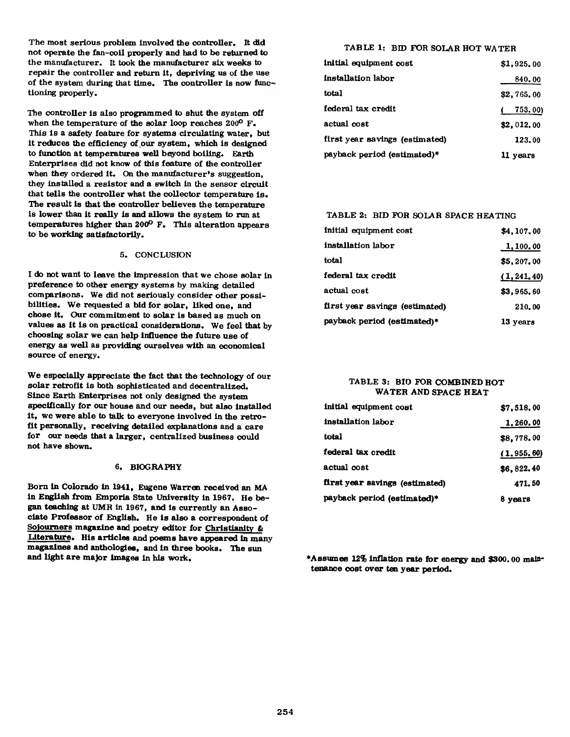The most serious problem involved the controller. It did not operate the fan-coil properly and had to be returned to the manufacturer. It took the manufacturer six weeks to repair the controller and return it, depriving us of the use of the system during that time. The controller is now functioning properly.

The controller is also programmed to shut the system off when the temperature of the solar loop reaches 200° F. This is a safety feature for systems circulating water, but it reduces the efficiency of our system, which is designed to function at temperatures well beyond boiling. Earth Enterprises did not know of this feature of the controller when they ordered it. On the manufacturer's suggestion, they installed a resistor and a switch in the sensor circuit that tells the controller what the collector temperature is. The result is that the controller believes the temperature is lower than it really is and allows the system to run at temperatures higher than 200° F. This alteration appears to be working satisfactorily.

## 5. CONCLUSION

I do not want to leave the impression that we chose solar in preference to other energy systems by making detailed comparisons. We did not seriously consider other possibilities. We requested a bid for solar, liked one, and chose it. Our commitment to solar is based as much on values as it is on practical considerations. We feel that by choosing solar we can help influence the future use of energy as well as providing ourselves with an economical source of energy.

We especially appreciate the fact that the technology of our solar retrofit is both sophisticated and decentralized. Since Earth Enterprises not only designed the system specifically for our house and our needs, but also installed it, we were able to talk to everyone involved in the retrofit personally, receiving detailed explanations and a care for our needs that a larger, centralized business could not have shown.

## 6. BIOGRAPHY

Born in Colorado in 1941, Eugene Warren received an MA in English from Emporia State University in 1967. He began teaching at UMR in 1967, and is currently an Associate Professor of English. He is also a correspondent of Sojourners magazine and poetry editor for Christianity & Literature. His articles and poems have appeared in many magazines and anthologies, and in three books. The sun and light are major images in his work.

TABLE 1: BID FOR SOLAR HOT WATER

| | |
|---|---|
| initial equipment cost | \$1,925.00 |
| installation labor | 840.00 |
| total | \$2,765.00 |
| federal tax credit | ( 753.00) |
| actual cost | \$2,012.00 |
| first year savings (estimated) | 123.00 |
| payback period (estimated)* | 11 years |

TABLE 2: BID FOR SOLAR SPACE HEATING

| | |
|---|---|
| initial equipment cost | \$4,107.00 |
| installation labor | 1,100.00 |
| total | \$5,207.00 |
| federal tax credit | (1,241.40) |
| actual cost | \$3,965.60 |
| first year savings (estimated) | 210.00 |
| payback period (estimated)* | 13 years |

TABLE 3: BID FOR COMBINED HOT WATER AND SPACE HEAT

| | |
|---|---|
| initial equipment cost | \$7,518.00 |
| installation labor | 1,260.00 |
| total | \$8,778.00 |
| federal tax credit | (1,955.60) |
| actual cost | \$6,822.40 |
| first year savings (estimated) | 471.50 |
| payback period (estimated)* | 8 years |

*Assumes 12% inflation rate for energy and \$300.00 maintenance cost over ten year period.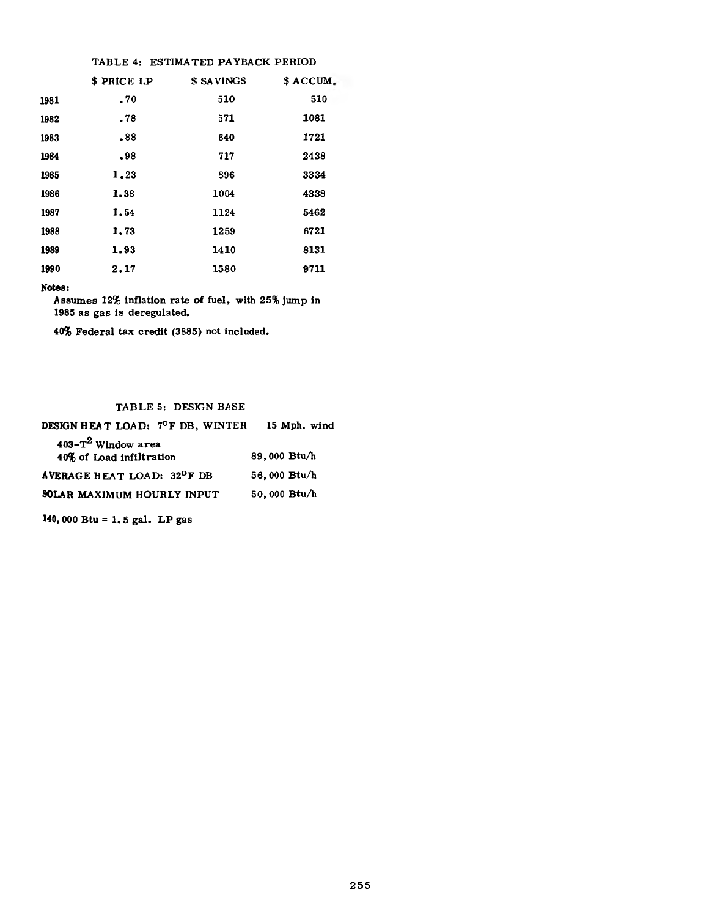TABLE 4: ESTIMATED PAYBACK PERIOD

| | $ PRICE LP | $ SAVINGS | $ ACCUM. |
|---|---|---|---|
| 1981 | .70 | 510 | 510 |
| 1982 | .78 | 571 | 1081 |
| 1983 | .88 | 640 | 1721 |
| 1984 | .98 | 717 | 2438 |
| 1985 | 1.23 | 896 | 3334 |
| 1986 | 1.38 | 1004 | 4338 |
| 1987 | 1.54 | 1124 | 5462 |
| 1988 | 1.73 | 1259 | 6721 |
| 1989 | 1.93 | 1410 | 8131 |
| 1990 | 2.17 | 1580 | 9711 |

**Notes:**

Assumes 12% inflation rate of fuel, with 25% jump in 1985 as gas is deregulated.

40% Federal tax credit (3885) not included.

TABLE 5: DESIGN BASE

| | |
|---|---|
| DESIGN HEAT LOAD: 7°F DB, WINTER | 15 Mph. wind |
| 403-$T^2$ Window area<br>40% of Load infiltration | 89,000 Btu/h |
| AVERAGE HEAT LOAD: 32°F DB | 56,000 Btu/h |
| SOLAR MAXIMUM HOURLY INPUT | 50,000 Btu/h |

140,000 Btu = 1.5 gal. LP gas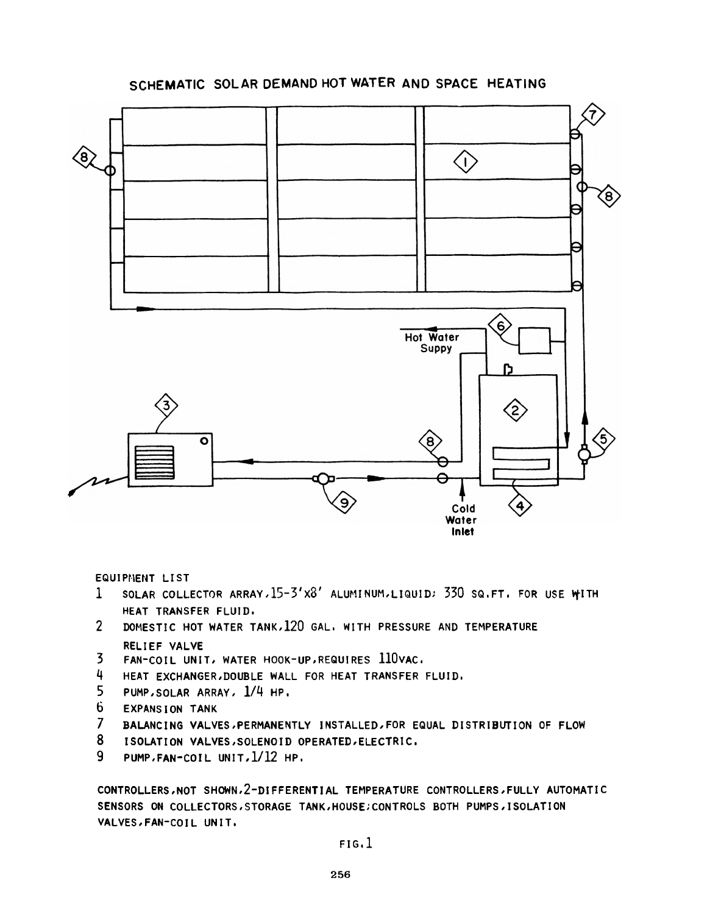SCHEMATIC SOLAR DEMAND HOT WATER AND SPACE HEATING

Hot Water Suppy

Cold Water Inlet

EQUIPMENT LIST

1 SOLAR COLLECTOR ARRAY, 15-3'X8' ALUMINUM, LIQUID; 330 SQ.FT. FOR USE WITH HEAT TRANSFER FLUID.
2 DOMESTIC HOT WATER TANK, 120 GAL. WITH PRESSURE AND TEMPERATURE RELIEF VALVE
3 FAN-COIL UNIT, WATER HOOK-UP, REQUIRES 110VAC.
4 HEAT EXCHANGER, DOUBLE WALL FOR HEAT TRANSFER FLUID.
5 PUMP, SOLAR ARRAY, 1/4 HP.
6 EXPANSION TANK
7 BALANCING VALVES, PERMANENTLY INSTALLED, FOR EQUAL DISTRIBUTION OF FLOW
8 ISOLATION VALVES, SOLENOID OPERATED, ELECTRIC.
9 PUMP, FAN-COIL UNIT, 1/12 HP.

CONTROLLERS, NOT SHOWN, 2-DIFFERENTIAL TEMPERATURE CONTROLLERS, FULLY AUTOMATIC SENSORS ON COLLECTORS, STORAGE TANK, HOUSE; CONTROLS BOTH PUMPS, ISOLATION VALVES, FAN-COIL UNIT.

FIG. 1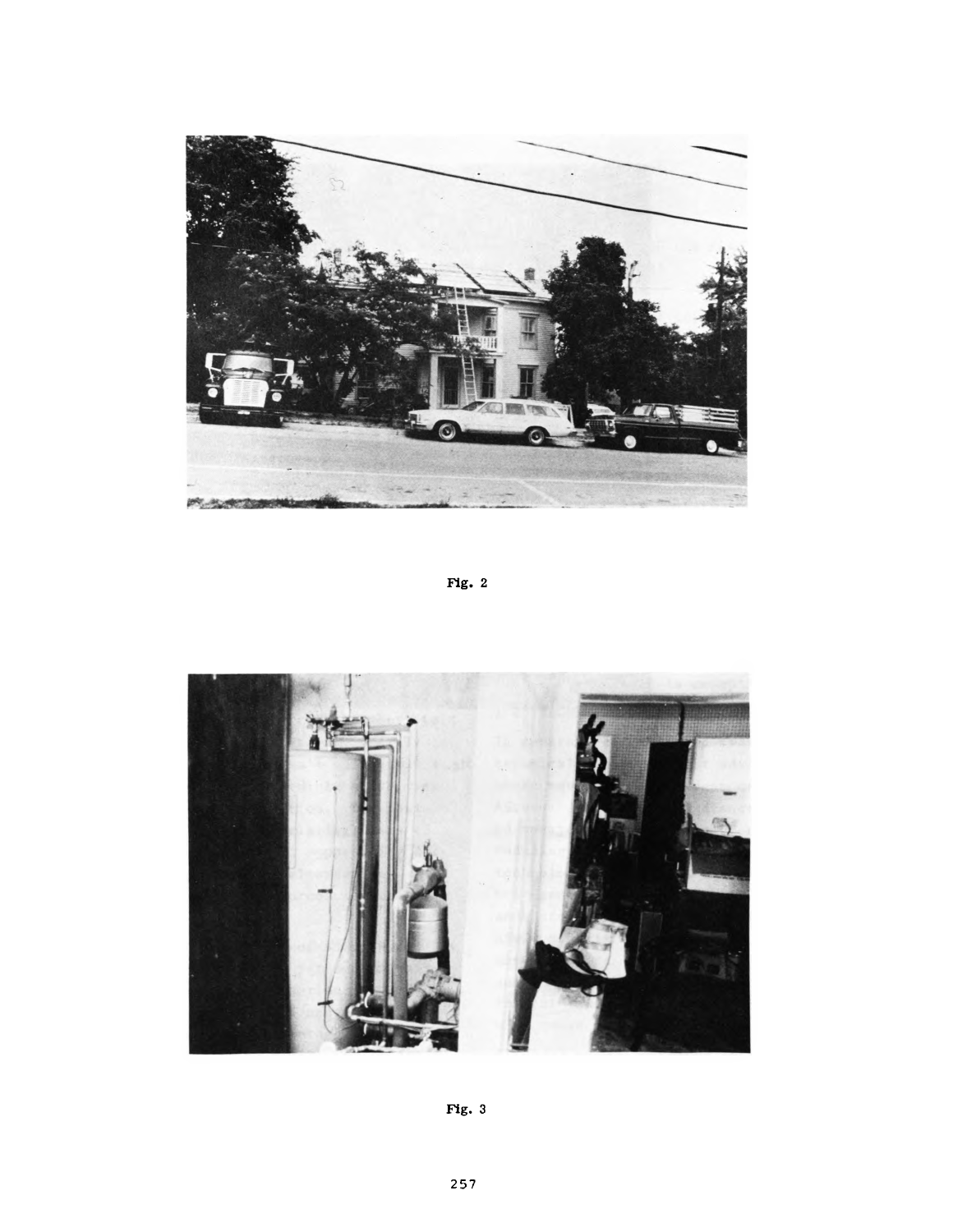Fig. 2

Fig. 3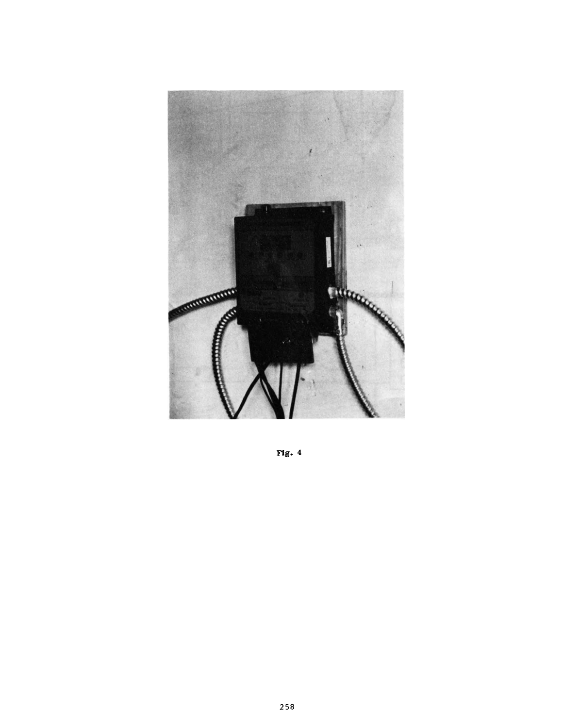Fig. 4